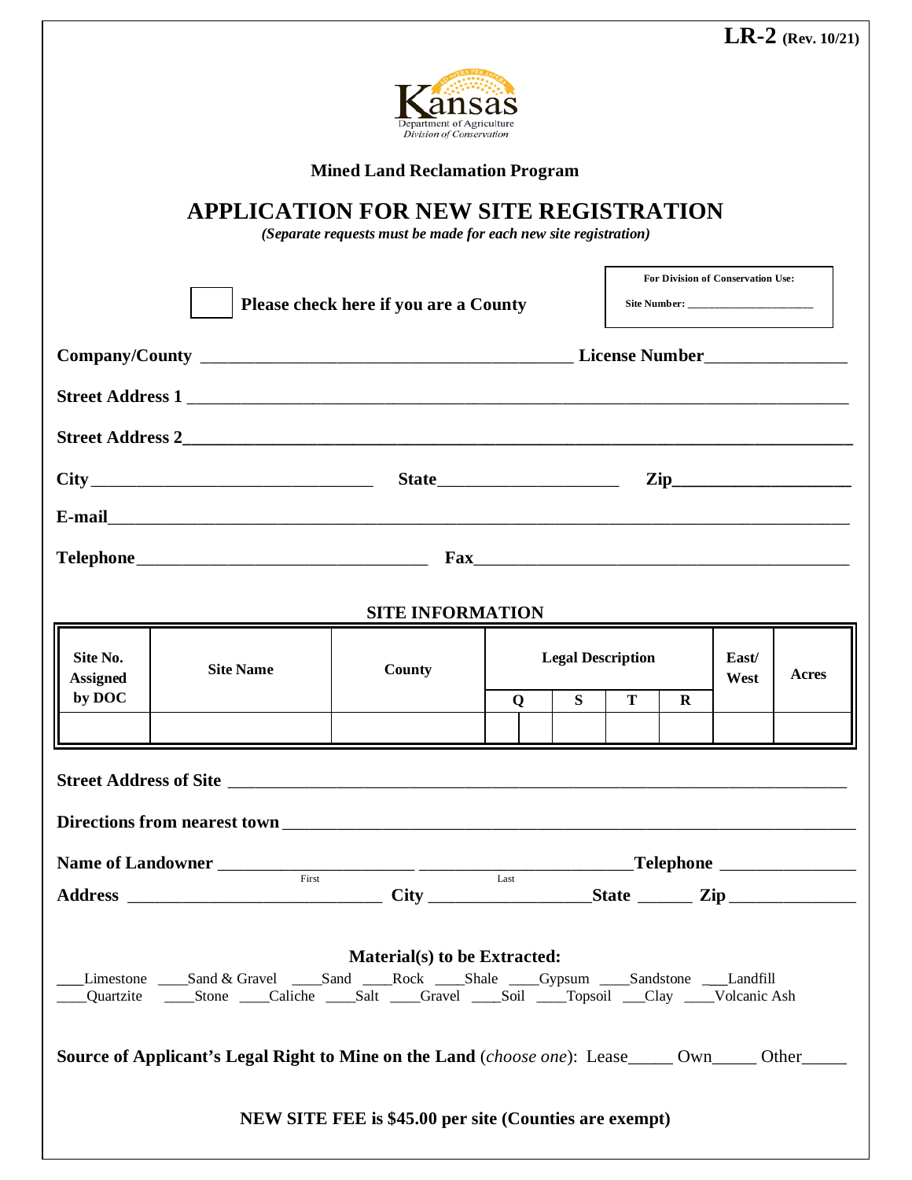LR-2 (Rev. 10/21)

Kansas Department of Agriculture
*Division of Conservation*

**Mined Land Reclamation Program**

# APPLICATION FOR NEW SITE REGISTRATION

*(Separate requests must be made for each new site registration)*

☐ **Please check here if you are a County**

**For Division of Conservation Use:**
Site Number: ____________________

**Company/County** ________________________________________ **License Number** ______________

**Street Address 1** ____________________________________________________________________

**Street Address 2** ____________________________________________________________________

**City** ______________________________ **State** ___________________ **Zip** __________________

**E-mail** ______________________________________________________________________________

**Telephone** ______________________________ **Fax** _______________________________________

## SITE INFORMATION

| Site No. Assigned by DOC | Site Name | County | Legal Description | | | | East/ West | Acres |
|---|---|---|---|---|---|---|---|---|
| | | | Q | S | T | R | | |
| | | | | | | | | |

**Street Address of Site** ____________________________________________________________

**Directions from nearest town** _______________________________________________________

**Name of Landowner** ____________________ ____________________ **Telephone** _______________
First Last

**Address** __________________________ **City** _________________ **State** ______ **Zip** _____________

**Material(s) to be Extracted:**

___Limestone ___Sand & Gravel ___Sand ___Rock ___Shale ___Gypsum ___Sandstone ___Landfill
___Quartzite ___Stone ___Caliche ___Salt ___Gravel ___Soil ___Topsoil ___Clay ___Volcanic Ash

**Source of Applicant's Legal Right to Mine on the Land** (*choose one*): Lease_____ Own_____ Other_____

**NEW SITE FEE is $45.00 per site (Counties are exempt)**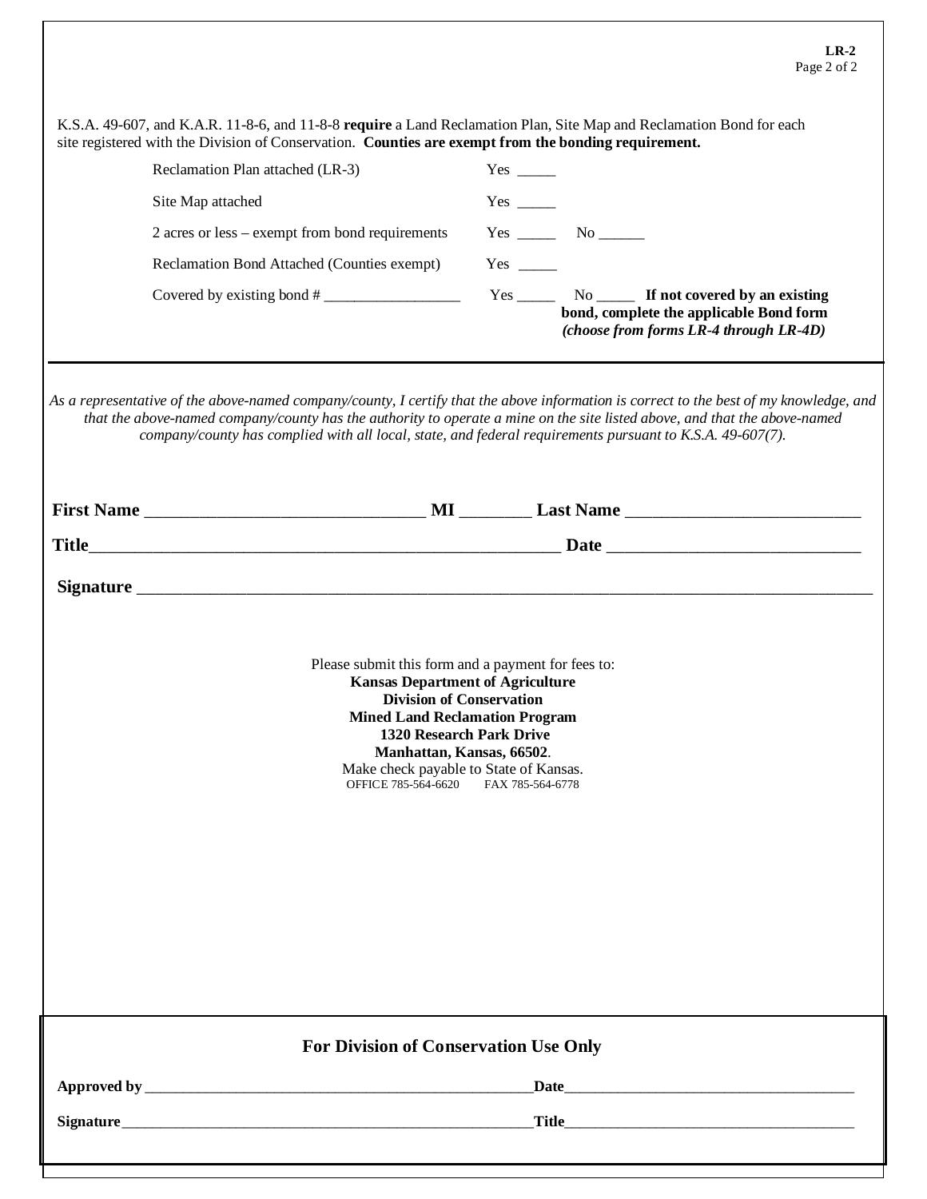K.S.A. 49-607, and K.A.R. 11-8-6, and 11-8-8 **require** a Land Reclamation Plan, Site Map and Reclamation Bond for each site registered with the Division of Conservation. **Counties are exempt from the bonding requirement.**

| | | |
|---|---|---|
| Reclamation Plan attached (LR-3) | Yes _____ | |
| Site Map attached | Yes _____ | |
| 2 acres or less – exempt from bond requirements | Yes _____ | No ______ |
| Reclamation Bond Attached (Counties exempt) | Yes _____ | |
| Covered by existing bond # _________________ | Yes _____ | No _____ **If not covered by an existing bond, complete the applicable Bond form** ***(choose from forms LR-4 through LR-4D)*** |

*As a representative of the above-named company/county, I certify that the above information is correct to the best of my knowledge, and that the above-named company/county has the authority to operate a mine on the site listed above, and that the above-named company/county has complied with all local, state, and federal requirements pursuant to K.S.A. 49-607(7).*

**First Name** _______________________________ **MI** ________ **Last Name** __________________________

**Title** _____________________________________________________ **Date** ____________________________

**Signature** ___________________________________________________________________________________

Please submit this form and a payment for fees to:
**Kansas Department of Agriculture**
**Division of Conservation**
**Mined Land Reclamation Program**
**1320 Research Park Drive**
**Manhattan, Kansas, 66502**.
Make check payable to State of Kansas.
OFFICE 785-564-6620 FAX 785-564-6778

## For Division of Conservation Use Only

**Approved by** __________________________________________________ **Date** ____________________________________

**Signature** _____________________________________________________ **Title** ____________________________________